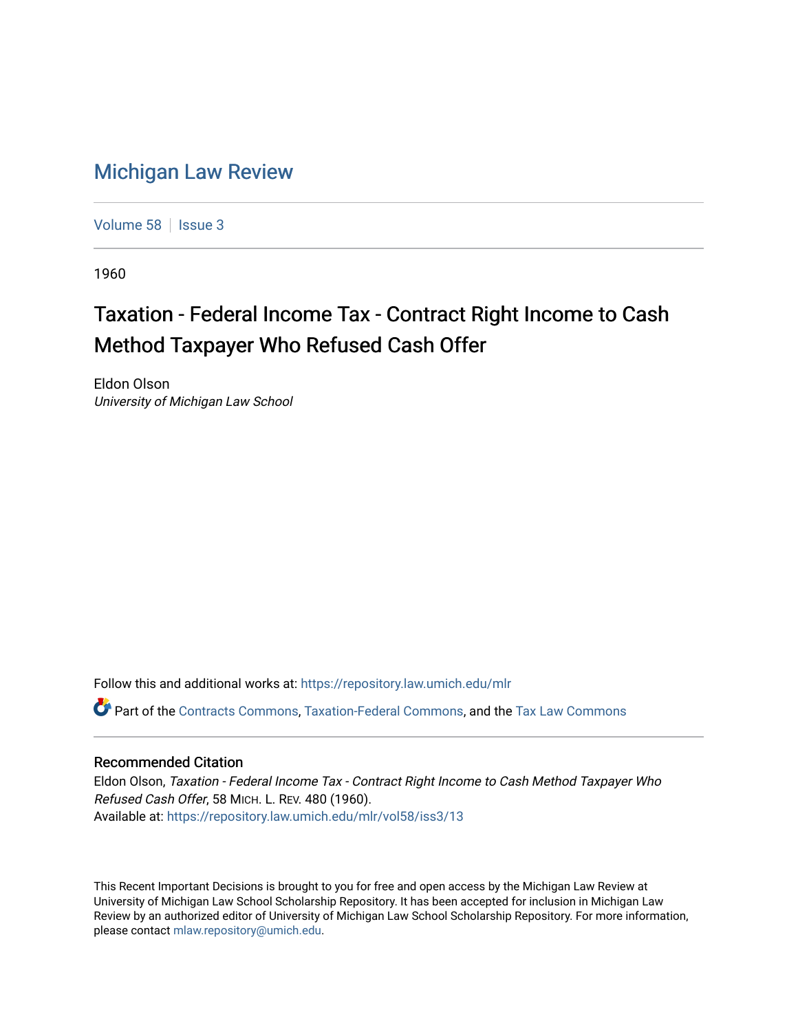# Michigan Law Review

Volume 58 | Issue 3

1960

## Taxation - Federal Income Tax - Contract Right Income to Cash Method Taxpayer Who Refused Cash Offer

Eldon Olson
*University of Michigan Law School*

Follow this and additional works at: https://repository.law.umich.edu/mlr

Part of the Contracts Commons, Taxation-Federal Commons, and the Tax Law Commons

### Recommended Citation

Eldon Olson, *Taxation - Federal Income Tax - Contract Right Income to Cash Method Taxpayer Who Refused Cash Offer*, 58 MICH. L. REV. 480 (1960).
Available at: https://repository.law.umich.edu/mlr/vol58/iss3/13

This Recent Important Decisions is brought to you for free and open access by the Michigan Law Review at University of Michigan Law School Scholarship Repository. It has been accepted for inclusion in Michigan Law Review by an authorized editor of University of Michigan Law School Scholarship Repository. For more information, please contact mlaw.repository@umich.edu.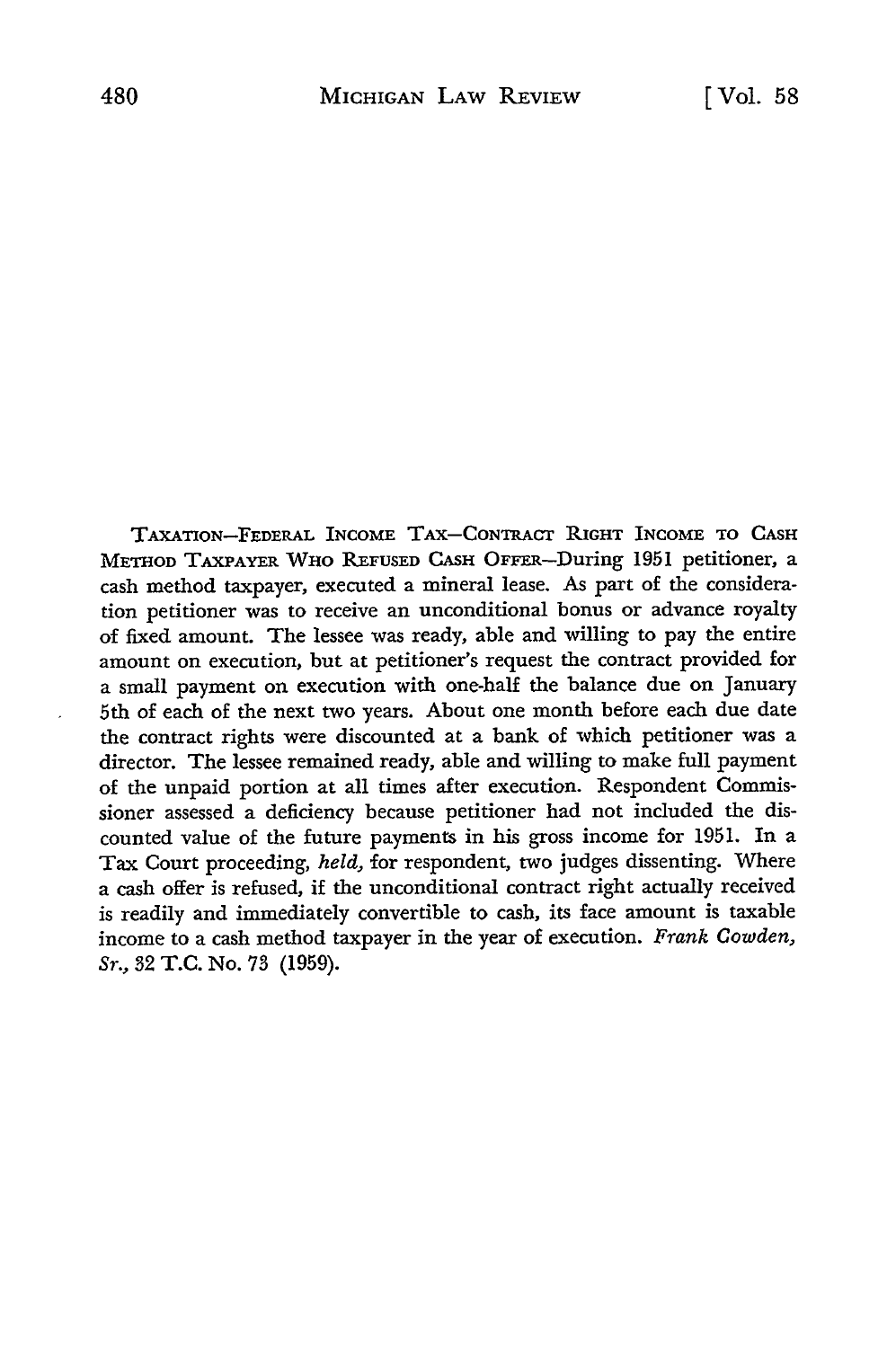TAXATION—FEDERAL INCOME TAX—CONTRACT RIGHT INCOME TO CASH METHOD TAXPAYER WHO REFUSED CASH OFFER—During 1951 petitioner, a cash method taxpayer, executed a mineral lease. As part of the consideration petitioner was to receive an unconditional bonus or advance royalty of fixed amount. The lessee was ready, able and willing to pay the entire amount on execution, but at petitioner's request the contract provided for a small payment on execution with one-half the balance due on January 5th of each of the next two years. About one month before each due date the contract rights were discounted at a bank of which petitioner was a director. The lessee remained ready, able and willing to make full payment of the unpaid portion at all times after execution. Respondent Commissioner assessed a deficiency because petitioner had not included the discounted value of the future payments in his gross income for 1951. In a Tax Court proceeding, *held,* for respondent, two judges dissenting. Where a cash offer is refused, if the unconditional contract right actually received is readily and immediately convertible to cash, its face amount is taxable income to a cash method taxpayer in the year of execution. *Frank Cowden, Sr.,* 32 T.C. No. 73 (1959).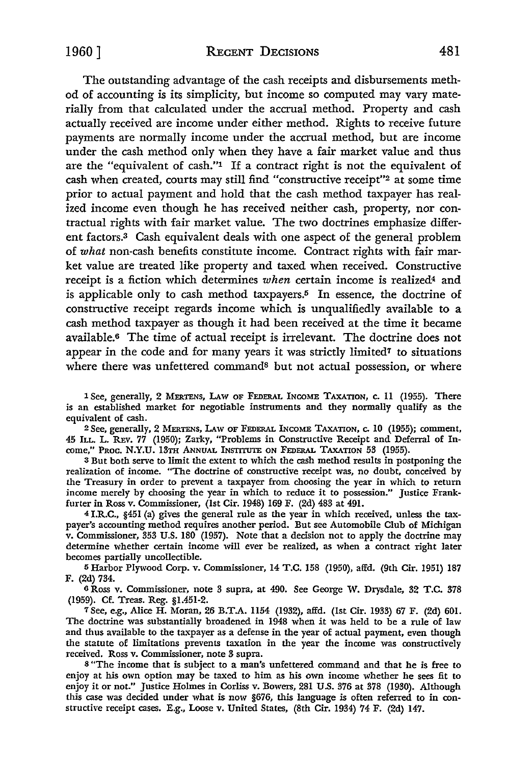The outstanding advantage of the cash receipts and disbursements method of accounting is its simplicity, but income so computed may vary materially from that calculated under the accrual method. Property and cash actually received are income under either method. Rights to receive future payments are normally income under the accrual method, but are income under the cash method only when they have a fair market value and thus are the "equivalent of cash."[1] If a contract right is not the equivalent of cash when created, courts may still find "constructive receipt"[2] at some time prior to actual payment and hold that the cash method taxpayer has realized income even though he has received neither cash, property, nor contractual rights with fair market value. The two doctrines emphasize different factors.[3] Cash equivalent deals with one aspect of the general problem of *what* non-cash benefits constitute income. Contract rights with fair market value are treated like property and taxed when received. Constructive receipt is a fiction which determines *when* certain income is realized[4] and is applicable only to cash method taxpayers.[5] In essence, the doctrine of constructive receipt regards income which is unqualifiedly available to a cash method taxpayer as though it had been received at the time it became available.[6] The time of actual receipt is irrelevant. The doctrine does not appear in the code and for many years it was strictly limited[7] to situations where there was unfettered command[8] but not actual possession, or where

---

[1] See, generally, 2 MERTENS, LAW OF FEDERAL INCOME TAXATION, c. 11 (1955). There is an established market for negotiable instruments and they normally qualify as the equivalent of cash.

[2] See, generally, 2 MERTENS, LAW OF FEDERAL INCOME TAXATION, c. 10 (1955); comment, 45 ILL. L. REV. 77 (1950); Zarky, "Problems in Constructive Receipt and Deferral of Income," PROC. N.Y.U. 13TH ANNUAL INSTITUTE ON FEDERAL TAXATION 53 (1955).

[3] But both serve to limit the extent to which the cash method results in postponing the realization of income. "The doctrine of constructive receipt was, no doubt, conceived by the Treasury in order to prevent a taxpayer from choosing the year in which to return income merely by choosing the year in which to reduce it to possession." Justice Frankfurter in Ross v. Commissioner, (1st Cir. 1948) 169 F. (2d) 483 at 491.

[4] I.R.C., §451 (a) gives the general rule as the year in which received, unless the taxpayer's accounting method requires another period. But see Automobile Club of Michigan v. Commissioner, 353 U.S. 180 (1957). Note that a decision not to apply the doctrine may determine whether certain income will ever be realized, as when a contract right later becomes partially uncollectible.

[5] Harbor Plywood Corp. v. Commissioner, 14 T.C. 158 (1950), affd. (9th Cir. 1951) 187 F. (2d) 734.

[6] Ross v. Commissioner, note 3 supra, at 490. See George W. Drysdale, 32 T.C. 378 (1959). Cf. Treas. Reg. §1.451-2.

[7] See, e.g., Alice H. Moran, 26 B.T.A. 1154 (1932), affd. (1st Cir. 1933) 67 F. (2d) 601. The doctrine was substantially broadened in 1948 when it was held to be a rule of law and thus available to the taxpayer as a defense in the year of actual payment, even though the statute of limitations prevents taxation in the year the income was constructively received. Ross v. Commissioner, note 3 supra.

[8] "The income that is subject to a man's unfettered command and that he is free to enjoy at his own option may be taxed to him as his own income whether he sees fit to enjoy it or not." Justice Holmes in Corliss v. Bowers, 281 U.S. 376 at 378 (1930). Although this case was decided under what is now §676, this language is often referred to in constructive receipt cases. E.g., Loose v. United States, (8th Cir. 1934) 74 F. (2d) 147.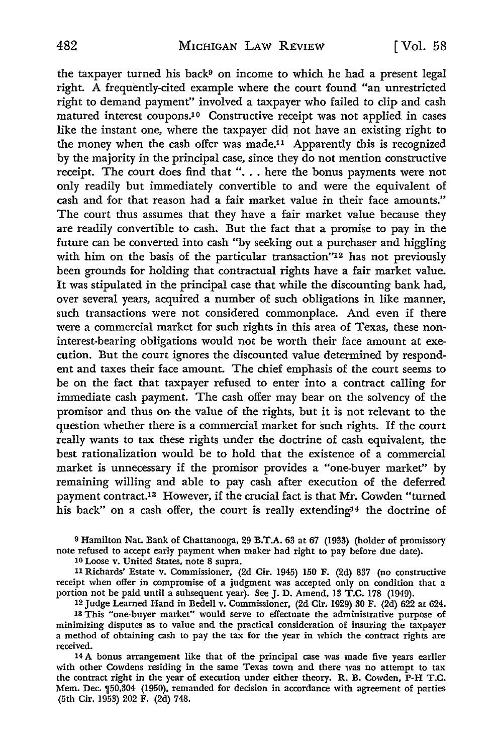the taxpayer turned his back[9] on income to which he had a present legal right. A frequently-cited example where the court found "an unrestricted right to demand payment" involved a taxpayer who failed to clip and cash matured interest coupons.[10] Constructive receipt was not applied in cases like the instant one, where the taxpayer did not have an existing right to the money when the cash offer was made.[11] Apparently this is recognized by the majority in the principal case, since they do not mention constructive receipt. The court does find that ". . . here the bonus payments were not only readily but immediately convertible to and were the equivalent of cash and for that reason had a fair market value in their face amounts." The court thus assumes that they have a fair market value because they are readily convertible to cash. But the fact that a promise to pay in the future can be converted into cash "by seeking out a purchaser and higgling with him on the basis of the particular transaction"[12] has not previously been grounds for holding that contractual rights have a fair market value. It was stipulated in the principal case that while the discounting bank had, over several years, acquired a number of such obligations in like manner, such transactions were not considered commonplace. And even if there were a commercial market for such rights in this area of Texas, these non-interest-bearing obligations would not be worth their face amount at execution. But the court ignores the discounted value determined by respondent and taxes their face amount. The chief emphasis of the court seems to be on the fact that taxpayer refused to enter into a contract calling for immediate cash payment. The cash offer may bear on the solvency of the promisor and thus on the value of the rights, but it is not relevant to the question whether there is a commercial market for such rights. If the court really wants to tax these rights under the doctrine of cash equivalent, the best rationalization would be to hold that the existence of a commercial market is unnecessary if the promisor provides a "one-buyer market" by remaining willing and able to pay cash after execution of the deferred payment contract.[13] However, if the crucial fact is that Mr. Cowden "turned his back" on a cash offer, the court is really extending[14] the doctrine of

[9] Hamilton Nat. Bank of Chattanooga, 29 B.T.A. 63 at 67 (1933) (holder of promissory note refused to accept early payment when maker had right to pay before due date).

[10] Loose v. United States, note 8 supra.

[11] Richards' Estate v. Commissioner, (2d Cir. 1945) 150 F. (2d) 837 (no constructive receipt when offer in compromise of a judgment was accepted only on condition that a portion not be paid until a subsequent year). See J. D. Amend, 13 T.C. 178 (1949).

[12] Judge Learned Hand in Bedell v. Commissioner, (2d Cir. 1929) 30 F. (2d) 622 at 624.

[13] This "one-buyer market" would serve to effectuate the administrative purpose of minimizing disputes as to value and the practical consideration of insuring the taxpayer a method of obtaining cash to pay the tax for the year in which the contract rights are received.

[14] A bonus arrangement like that of the principal case was made five years earlier with other Cowdens residing in the same Texas town and there was no attempt to tax the contract right in the year of execution under either theory. R. B. Cowden, P-H T.C. Mem. Dec. ¶50,304 (1950), remanded for decision in accordance with agreement of parties (5th Cir. 1953) 202 F. (2d) 748.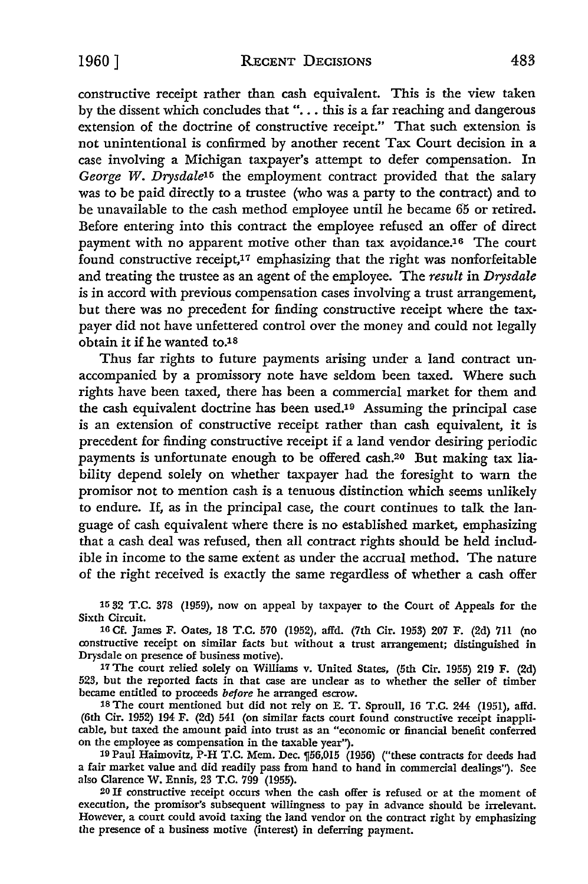constructive receipt rather than cash equivalent. This is the view taken by the dissent which concludes that "... this is a far reaching and dangerous extension of the doctrine of constructive receipt." That such extension is not unintentional is confirmed by another recent Tax Court decision in a case involving a Michigan taxpayer's attempt to defer compensation. In *George W. Drysdale*[15] the employment contract provided that the salary was to be paid directly to a trustee (who was a party to the contract) and to be unavailable to the cash method employee until he became 65 or retired. Before entering into this contract the employee refused an offer of direct payment with no apparent motive other than tax avoidance.[16] The court found constructive receipt,[17] emphasizing that the right was nonforfeitable and treating the trustee as an agent of the employee. The *result* in *Drysdale* is in accord with previous compensation cases involving a trust arrangement, but there was no precedent for finding constructive receipt where the taxpayer did not have unfettered control over the money and could not legally obtain it if he wanted to.[18]

Thus far rights to future payments arising under a land contract unaccompanied by a promissory note have seldom been taxed. Where such rights have been taxed, there has been a commercial market for them and the cash equivalent doctrine has been used.[19] Assuming the principal case is an extension of constructive receipt rather than cash equivalent, it is precedent for finding constructive receipt if a land vendor desiring periodic payments is unfortunate enough to be offered cash.[20] But making tax liability depend solely on whether taxpayer had the foresight to warn the promisor not to mention cash is a tenuous distinction which seems unlikely to endure. If, as in the principal case, the court continues to talk the language of cash equivalent where there is no established market, emphasizing that a cash deal was refused, then all contract rights should be held includible in income to the same extent as under the accrual method. The nature of the right received is exactly the same regardless of whether a cash offer

[15] 32 T.C. 378 (1959), now on appeal by taxpayer to the Court of Appeals for the Sixth Circuit.

[16] Cf. James F. Oates, 18 T.C. 570 (1952), affd. (7th Cir. 1953) 207 F. (2d) 711 (no constructive receipt on similar facts but without a trust arrangement; distinguished in Drysdale on presence of business motive).

[17] The court relied solely on Williams v. United States, (5th Cir. 1955) 219 F. (2d) 523, but the reported facts in that case are unclear as to whether the seller of timber became entitled to proceeds *before* he arranged escrow.

[18] The court mentioned but did not rely on E. T. Sproull, 16 T.C. 244 (1951), affd. (6th Cir. 1952) 194 F. (2d) 541 (on similar facts court found constructive receipt inapplicable, but taxed the amount paid into trust as an "economic or financial benefit conferred on the employee as compensation in the taxable year").

[19] Paul Haimovitz, P-H T.C. Mem. Dec. ¶56,015 (1956) ("these contracts for deeds had a fair market value and did readily pass from hand to hand in commercial dealings"). See also Clarence W. Ennis, 23 T.C. 799 (1955).

[20] If constructive receipt occurs when the cash offer is refused or at the moment of execution, the promisor's subsequent willingness to pay in advance should be irrelevant. However, a court could avoid taxing the land vendor on the contract right by emphasizing the presence of a business motive (interest) in deferring payment.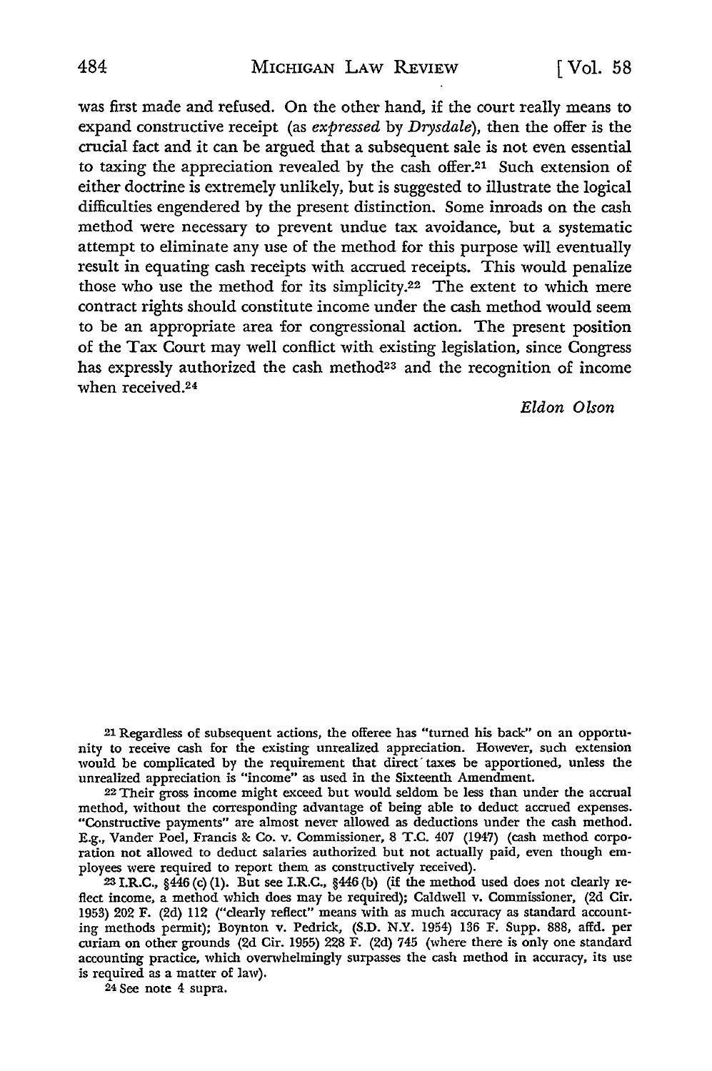was first made and refused. On the other hand, if the court really means to expand constructive receipt (as *expressed* by *Drysdale*), then the offer is the crucial fact and it can be argued that a subsequent sale is not even essential to taxing the appreciation revealed by the cash offer.[21] Such extension of either doctrine is extremely unlikely, but is suggested to illustrate the logical difficulties engendered by the present distinction. Some inroads on the cash method were necessary to prevent undue tax avoidance, but a systematic attempt to eliminate any use of the method for this purpose will eventually result in equating cash receipts with accrued receipts. This would penalize those who use the method for its simplicity.[22] The extent to which mere contract rights should constitute income under the cash method would seem to be an appropriate area for congressional action. The present position of the Tax Court may well conflict with existing legislation, since Congress has expressly authorized the cash method[23] and the recognition of income when received.[24]

*Eldon Olson*

---

[21] Regardless of subsequent actions, the offeree has "turned his back" on an opportunity to receive cash for the existing unrealized appreciation. However, such extension would be complicated by the requirement that direct taxes be apportioned, unless the unrealized appreciation is "income" as used in the Sixteenth Amendment.

[22] Their gross income might exceed but would seldom be less than under the accrual method, without the corresponding advantage of being able to deduct accrued expenses. "Constructive payments" are almost never allowed as deductions under the cash method. E.g., Vander Poel, Francis & Co. v. Commissioner, 8 T.C. 407 (1947) (cash method corporation not allowed to deduct salaries authorized but not actually paid, even though employees were required to report them as constructively received).

[23] I.R.C., §446 (c) (1). But see I.R.C., §446 (b) (if the method used does not clearly reflect income, a method which does may be required); Caldwell v. Commissioner, (2d Cir. 1953) 202 F. (2d) 112 ("clearly reflect" means with as much accuracy as standard accounting methods permit); Boynton v. Pedrick, (S.D. N.Y. 1954) 136 F. Supp. 888, affd. per curiam on other grounds (2d Cir. 1955) 228 F. (2d) 745 (where there is only one standard accounting practice, which overwhelmingly surpasses the cash method in accuracy, its use is required as a matter of law).

[24] See note 4 supra.